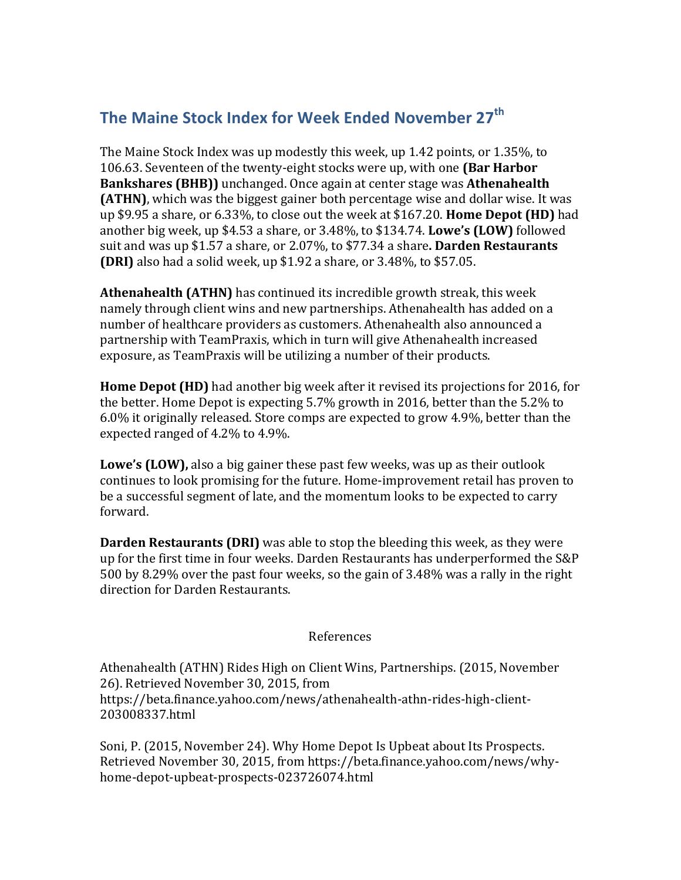## The Maine Stock Index for Week Ended November 27th

The Maine Stock Index was up modestly this week, up 1.42 points, or 1.35%, to 106.63. Seventeen of the twenty-eight stocks were up, with one **(Bar Harbor Bankshares (BHB))** unchanged. Once again at center stage was **Athenahealth (ATHN)**, which was the biggest gainer both percentage wise and dollar wise. It was up $9.95 a share, or 6.33%, to close out the week at $167.20. **Home Depot (HD)** had another big week, up $4.53 a share, or 3.48%, to $134.74. **Lowe's (LOW)** followed suit and was up $1.57 a share, or 2.07%, to $77.34 a share**. Darden Restaurants (DRI)** also had a solid week, up $1.92 a share, or 3.48%, to $57.05.

**Athenahealth (ATHN)** has continued its incredible growth streak, this week namely through client wins and new partnerships. Athenahealth has added on a number of healthcare providers as customers. Athenahealth also announced a partnership with TeamPraxis, which in turn will give Athenahealth increased exposure, as TeamPraxis will be utilizing a number of their products.

**Home Depot (HD)** had another big week after it revised its projections for 2016, for the better. Home Depot is expecting 5.7% growth in 2016, better than the 5.2% to 6.0% it originally released. Store comps are expected to grow 4.9%, better than the expected ranged of 4.2% to 4.9%.

**Lowe's (LOW),** also a big gainer these past few weeks, was up as their outlook continues to look promising for the future. Home-improvement retail has proven to be a successful segment of late, and the momentum looks to be expected to carry forward.

**Darden Restaurants (DRI)** was able to stop the bleeding this week, as they were up for the first time in four weeks. Darden Restaurants has underperformed the S&P 500 by 8.29% over the past four weeks, so the gain of 3.48% was a rally in the right direction for Darden Restaurants.

References

Athenahealth (ATHN) Rides High on Client Wins, Partnerships. (2015, November 26). Retrieved November 30, 2015, from https://beta.finance.yahoo.com/news/athenahealth-athn-rides-high-client-203008337.html

Soni, P. (2015, November 24). Why Home Depot Is Upbeat about Its Prospects. Retrieved November 30, 2015, from https://beta.finance.yahoo.com/news/why-home-depot-upbeat-prospects-023726074.html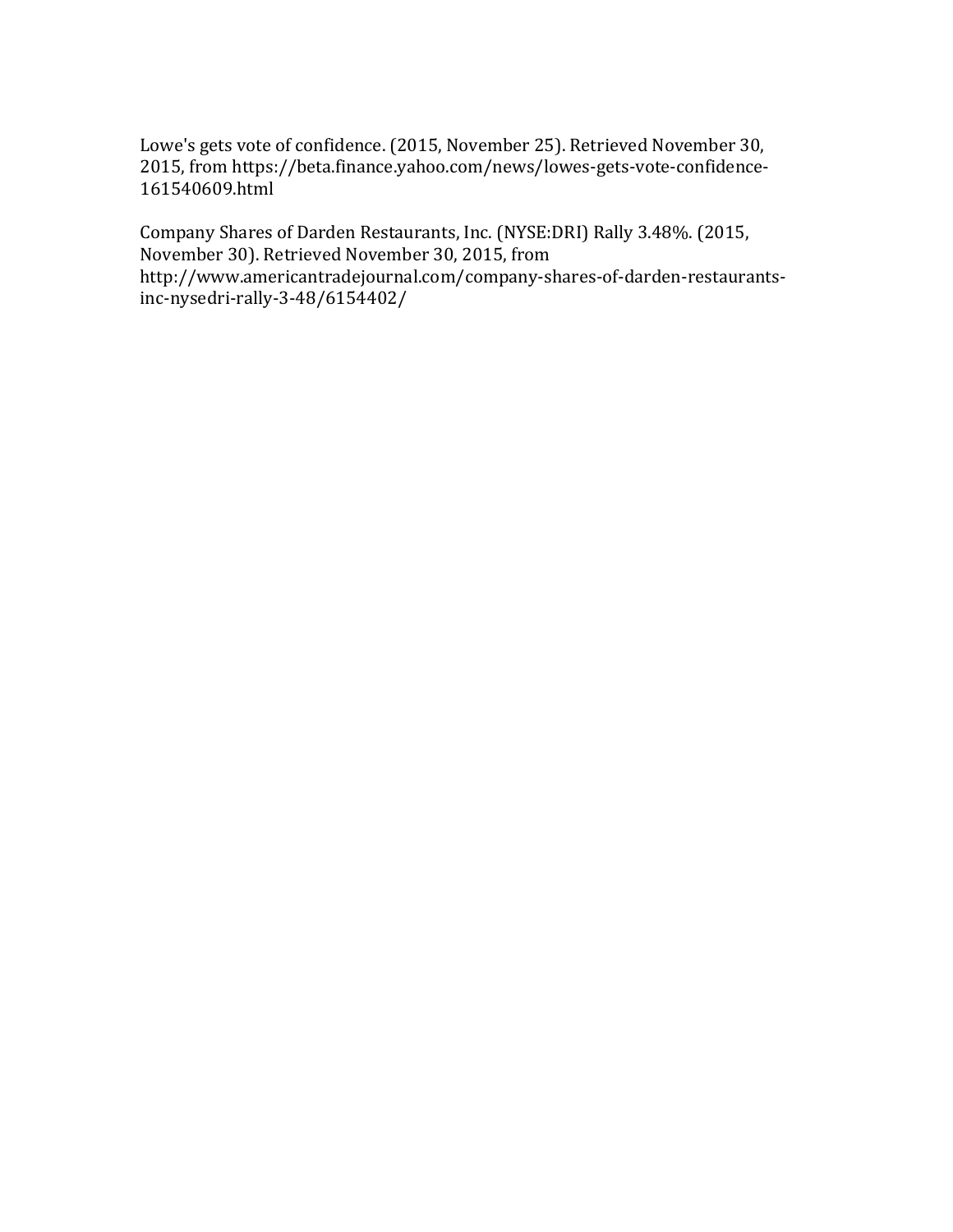Lowe's gets vote of confidence. (2015, November 25). Retrieved November 30, 2015, from https://beta.finance.yahoo.com/news/lowes-gets-vote-confidence-161540609.html

Company Shares of Darden Restaurants, Inc. (NYSE:DRI) Rally 3.48%. (2015, November 30). Retrieved November 30, 2015, from http://www.americantradejournal.com/company-shares-of-darden-restaurants-inc-nysedri-rally-3-48/6154402/